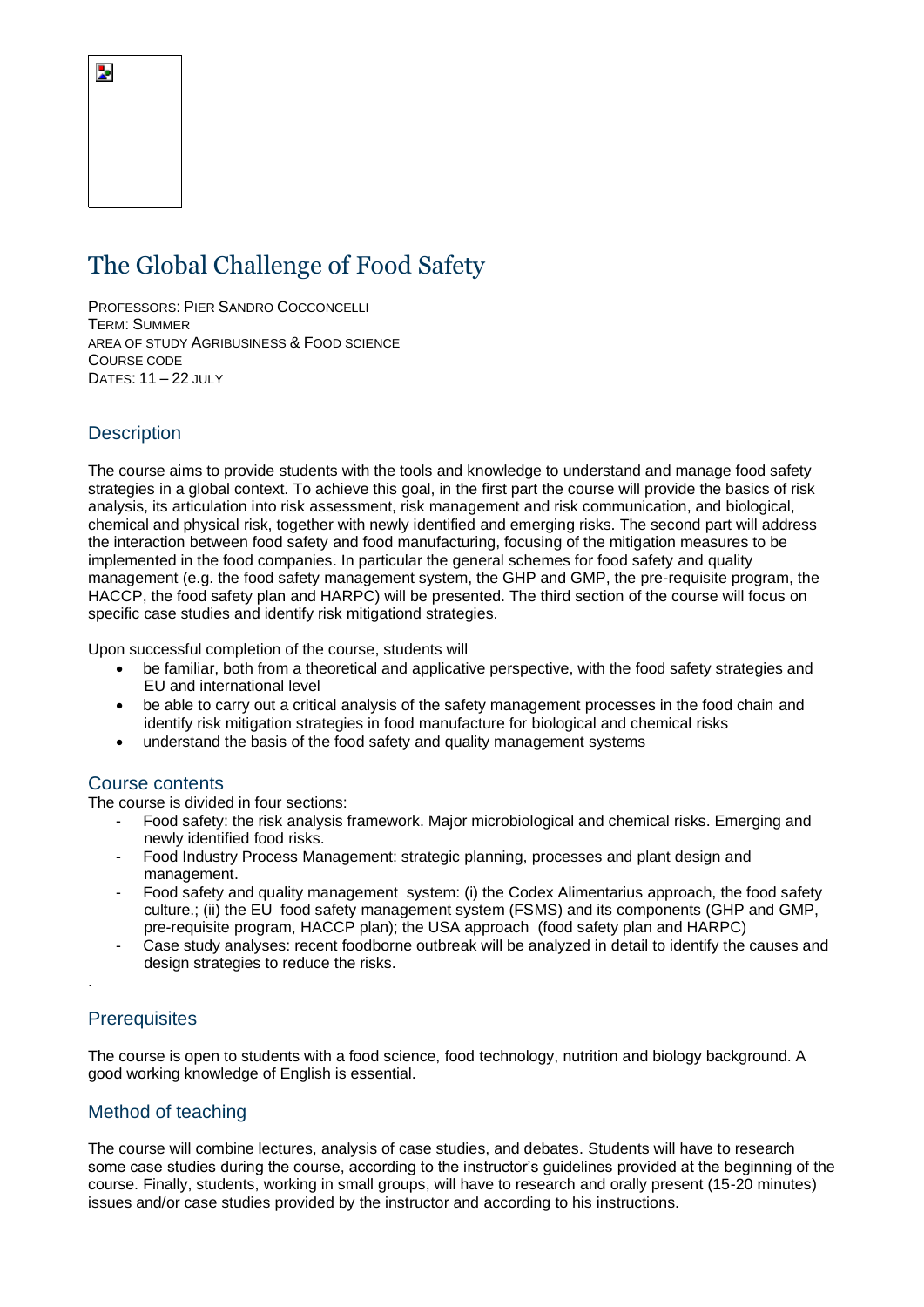# The Global Challenge of Food Safety

PROFESSORS: PIER SANDRO COCCONCELLI
TERM: SUMMER
AREA OF STUDY AGRIBUSINESS & FOOD SCIENCE
COURSE CODE
DATES: 11 – 22 JULY

## Description

The course aims to provide students with the tools and knowledge to understand and manage food safety strategies in a global context. To achieve this goal, in the first part the course will provide the basics of risk analysis, its articulation into risk assessment, risk management and risk communication, and biological, chemical and physical risk, together with newly identified and emerging risks. The second part will address the interaction between food safety and food manufacturing, focusing of the mitigation measures to be implemented in the food companies. In particular the general schemes for food safety and quality management (e.g. the food safety management system, the GHP and GMP, the pre-requisite program, the HACCP, the food safety plan and HARPC) will be presented. The third section of the course will focus on specific case studies and identify risk mitigationd strategies.

Upon successful completion of the course, students will

- be familiar, both from a theoretical and applicative perspective, with the food safety strategies and EU and international level
- be able to carry out a critical analysis of the safety management processes in the food chain and identify risk mitigation strategies in food manufacture for biological and chemical risks
- understand the basis of the food safety and quality management systems

## Course contents

The course is divided in four sections:

- Food safety: the risk analysis framework. Major microbiological and chemical risks. Emerging and newly identified food risks.
- Food Industry Process Management: strategic planning, processes and plant design and management.
- Food safety and quality management system: (i) the Codex Alimentarius approach, the food safety culture.; (ii) the EU food safety management system (FSMS) and its components (GHP and GMP, pre-requisite program, HACCP plan); the USA approach (food safety plan and HARPC)
- Case study analyses: recent foodborne outbreak will be analyzed in detail to identify the causes and design strategies to reduce the risks.

.

## Prerequisites

The course is open to students with a food science, food technology, nutrition and biology background. A good working knowledge of English is essential.

## Method of teaching

The course will combine lectures, analysis of case studies, and debates. Students will have to research some case studies during the course, according to the instructor's guidelines provided at the beginning of the course. Finally, students, working in small groups, will have to research and orally present (15-20 minutes) issues and/or case studies provided by the instructor and according to his instructions.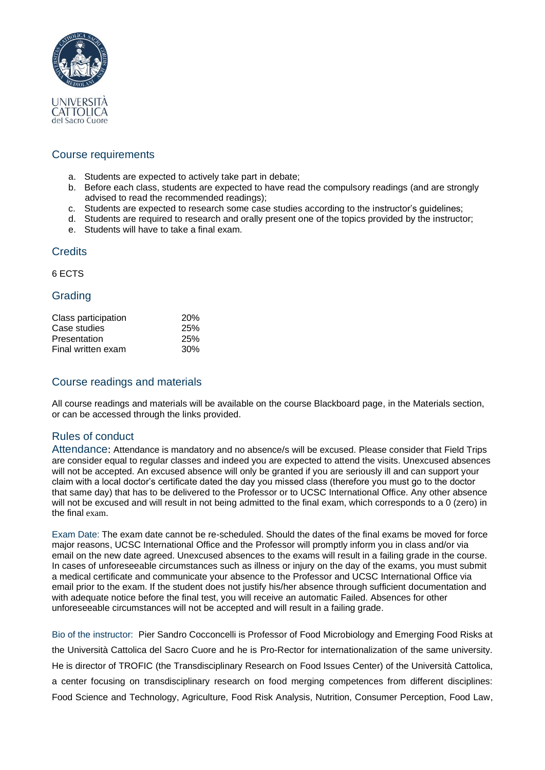## Course requirements

a. Students are expected to actively take part in debate;
b. Before each class, students are expected to have read the compulsory readings (and are strongly advised to read the recommended readings);
c. Students are expected to research some case studies according to the instructor's guidelines;
d. Students are required to research and orally present one of the topics provided by the instructor;
e. Students will have to take a final exam.

## Credits

6 ECTS

## Grading

| | |
|---|---|
| Class participation | 20% |
| Case studies | 25% |
| Presentation | 25% |
| Final written exam | 30% |

## Course readings and materials

All course readings and materials will be available on the course Blackboard page, in the Materials section, or can be accessed through the links provided.

## Rules of conduct

Attendance: Attendance is mandatory and no absence/s will be excused. Please consider that Field Trips are consider equal to regular classes and indeed you are expected to attend the visits. Unexcused absences will not be accepted. An excused absence will only be granted if you are seriously ill and can support your claim with a local doctor's certificate dated the day you missed class (therefore you must go to the doctor that same day) that has to be delivered to the Professor or to UCSC International Office. Any other absence will not be excused and will result in not being admitted to the final exam, which corresponds to a 0 (zero) in the final exam.

Exam Date: The exam date cannot be re-scheduled. Should the dates of the final exams be moved for force major reasons, UCSC International Office and the Professor will promptly inform you in class and/or via email on the new date agreed. Unexcused absences to the exams will result in a failing grade in the course. In cases of unforeseeable circumstances such as illness or injury on the day of the exams, you must submit a medical certificate and communicate your absence to the Professor and UCSC International Office via email prior to the exam. If the student does not justify his/her absence through sufficient documentation and with adequate notice before the final test, you will receive an automatic Failed. Absences for other unforeseeable circumstances will not be accepted and will result in a failing grade.

Bio of the instructor: Pier Sandro Cocconcelli is Professor of Food Microbiology and Emerging Food Risks at the Università Cattolica del Sacro Cuore and he is Pro-Rector for internationalization of the same university. He is director of TROFIC (the Transdisciplinary Research on Food Issues Center) of the Università Cattolica, a center focusing on transdisciplinary research on food merging competences from different disciplines: Food Science and Technology, Agriculture, Food Risk Analysis, Nutrition, Consumer Perception, Food Law,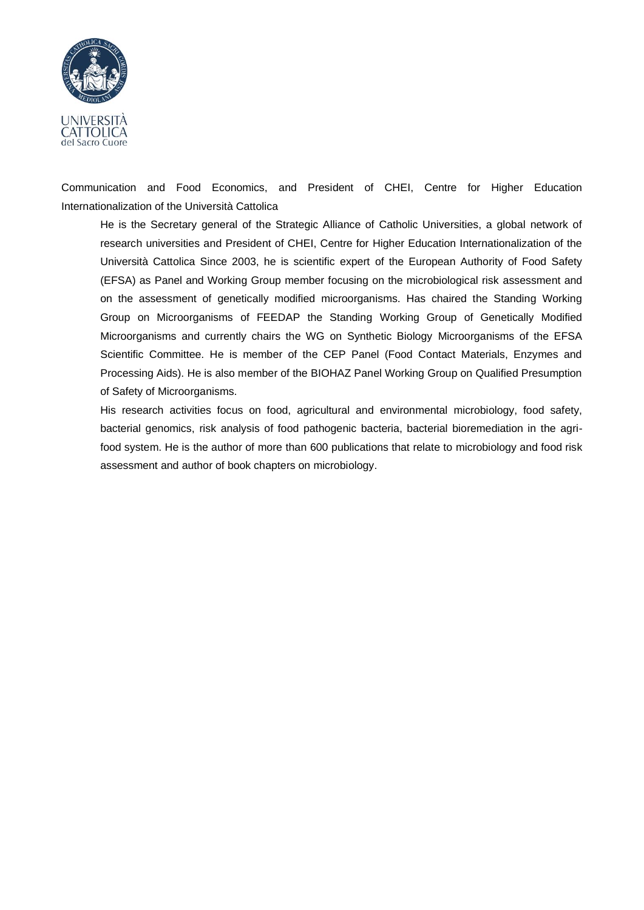Communication and Food Economics, and President of CHEI, Centre for Higher Education Internationalization of the Università Cattolica

He is the Secretary general of the Strategic Alliance of Catholic Universities, a global network of research universities and President of CHEI, Centre for Higher Education Internationalization of the Università Cattolica Since 2003, he is scientific expert of the European Authority of Food Safety (EFSA) as Panel and Working Group member focusing on the microbiological risk assessment and on the assessment of genetically modified microorganisms. Has chaired the Standing Working Group on Microorganisms of FEEDAP the Standing Working Group of Genetically Modified Microorganisms and currently chairs the WG on Synthetic Biology Microorganisms of the EFSA Scientific Committee. He is member of the CEP Panel (Food Contact Materials, Enzymes and Processing Aids). He is also member of the BIOHAZ Panel Working Group on Qualified Presumption of Safety of Microorganisms.

His research activities focus on food, agricultural and environmental microbiology, food safety, bacterial genomics, risk analysis of food pathogenic bacteria, bacterial bioremediation in the agri-food system. He is the author of more than 600 publications that relate to microbiology and food risk assessment and author of book chapters on microbiology.